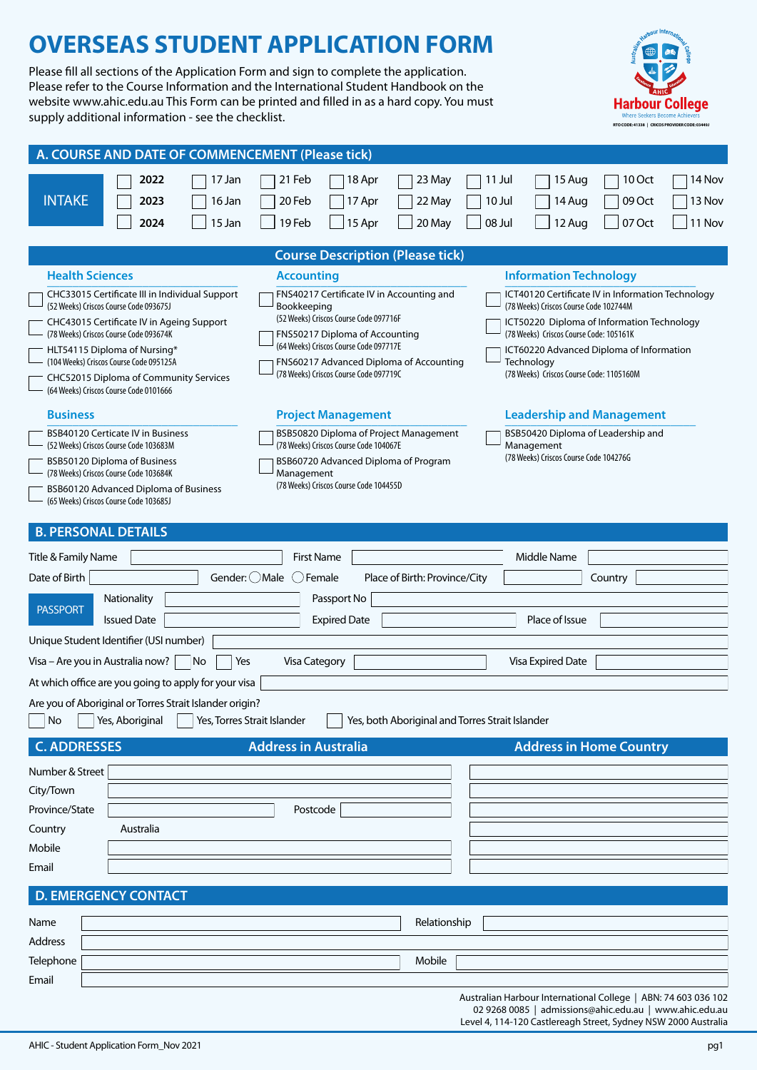# OVERSEAS STUDENT APPLICATION FORM

Please fill all sections of the Application Form and sign to complete the application. Please refer to the Course Information and the International Student Handbook on the website www.ahic.edu.au This Form can be printed and filled in as a hard copy. You must supply additional information - see the checklist.

Australian Harbour International College
Harbour College
Where Seekers Become Achievers
RTO CODE: 41338 | CRICOS PROVIDER CODE: 03449J

## A. COURSE AND DATE OF COMMENCEMENT (Please tick)

| INTAKE | | | | | | | | | |
|---|---|---|---|---|---|---|---|---|---|
| ☐ 2022 | ☐ 17 Jan | ☐ 21 Feb | ☐ 18 Apr | ☐ 23 May | ☐ 11 Jul | ☐ 15 Aug | ☐ 10 Oct | ☐ 14 Nov |
| ☐ 2023 | ☐ 16 Jan | ☐ 20 Feb | ☐ 17 Apr | ☐ 22 May | ☐ 10 Jul | ☐ 14 Aug | ☐ 09 Oct | ☐ 13 Nov |
| ☐ 2024 | ☐ 15 Jan | ☐ 19 Feb | ☐ 15 Apr | ☐ 20 May | ☐ 08 Jul | ☐ 12 Aug | ☐ 07 Oct | ☐ 11 Nov |

### Course Description (Please tick)

**Health Sciences**

- ☐ CHC33015 Certificate III in Individual Support (52 Weeks) Criscos Course Code 093675J
- ☐ CHC43015 Certificate IV in Ageing Support (78 Weeks) Criscos Course Code 093674K
- ☐ HLT54115 Diploma of Nursing* (104 Weeks) Criscos Course Code 095125A
- ☐ CHC52015 Diploma of Community Services (64 Weeks) Criscos Course Code 0101666

**Accounting**

- ☐ FNS40217 Certificate IV in Accounting and Bookkeeping (52 Weeks) Criscos Course Code 097716F
- ☐ FNS50217 Diploma of Accounting (64 Weeks) Criscos Course Code 097717E
- ☐ FNS60217 Advanced Diploma of Accounting (78 Weeks) Criscos Course Code 097719C

**Information Technology**

- ☐ ICT40120 Certificate IV in Information Technology (78 Weeks) Criscos Course Code 102744M
- ☐ ICT50220 Diploma of Information Technology (78 Weeks) Criscos Course Code: 105161K
- ☐ ICT60220 Advanced Diploma of Information Technology (78 Weeks) Criscos Course Code: 1105160M

**Business**

- ☐ BSB40120 Certicate IV in Business (52 Weeks) Criscos Course Code 103683M
- ☐ BSB50120 Diploma of Business (78 Weeks) Criscos Course Code 103684K
- ☐ BSB60120 Advanced Diploma of Business (65 Weeks) Criscos Course Code 103685J

**Project Management**

- ☐ BSB50820 Diploma of Project Management (78 Weeks) Criscos Course Code 104067E
- ☐ BSB60720 Advanced Diploma of Program Management (78 Weeks) Criscos Course Code 104455D

**Leadership and Management**

- ☐ BSB50420 Diploma of Leadership and Management (78 Weeks) Criscos Course Code 104276G

## B. PERSONAL DETAILS

Title & Family Name ________ First Name ________ Middle Name ________

Date of Birth ________ Gender: ◯ Male ◯ Female Place of Birth: Province/City ________ Country ________

PASSPORT
- Nationality ________ Passport No ________
- Issued Date ________ Expired Date ________ Place of Issue ________

Unique Student Identifier (USI number) ________

Visa – Are you in Australia now? ☐ No ☐ Yes Visa Category ________ Visa Expired Date ________

At which office are you going to apply for your visa ________

Are you of Aboriginal or Torres Strait Islander origin?

☐ No ☐ Yes, Aboriginal ☐ Yes, Torres Strait Islander ☐ Yes, both Aboriginal and Torres Strait Islander

## C. ADDRESSES

| | Address in Australia | | | Address in Home Country |
|---|---|---|---|---|
| Number & Street | | | | |
| City/Town | | | | |
| Province/State | | Postcode | | |
| Country | Australia | | | |
| Mobile | | | | |
| Email | | | | |

## D. EMERGENCY CONTACT

Name ________ Relationship ________

Address ________

Telephone ________ Mobile ________

Email ________

Australian Harbour International College | ABN: 74 603 036 102
02 9268 0085 | admissions@ahic.edu.au | www.ahic.edu.au
Level 4, 114-120 Castlereagh Street, Sydney NSW 2000 Australia

AHIC - Student Application Form_Nov 2021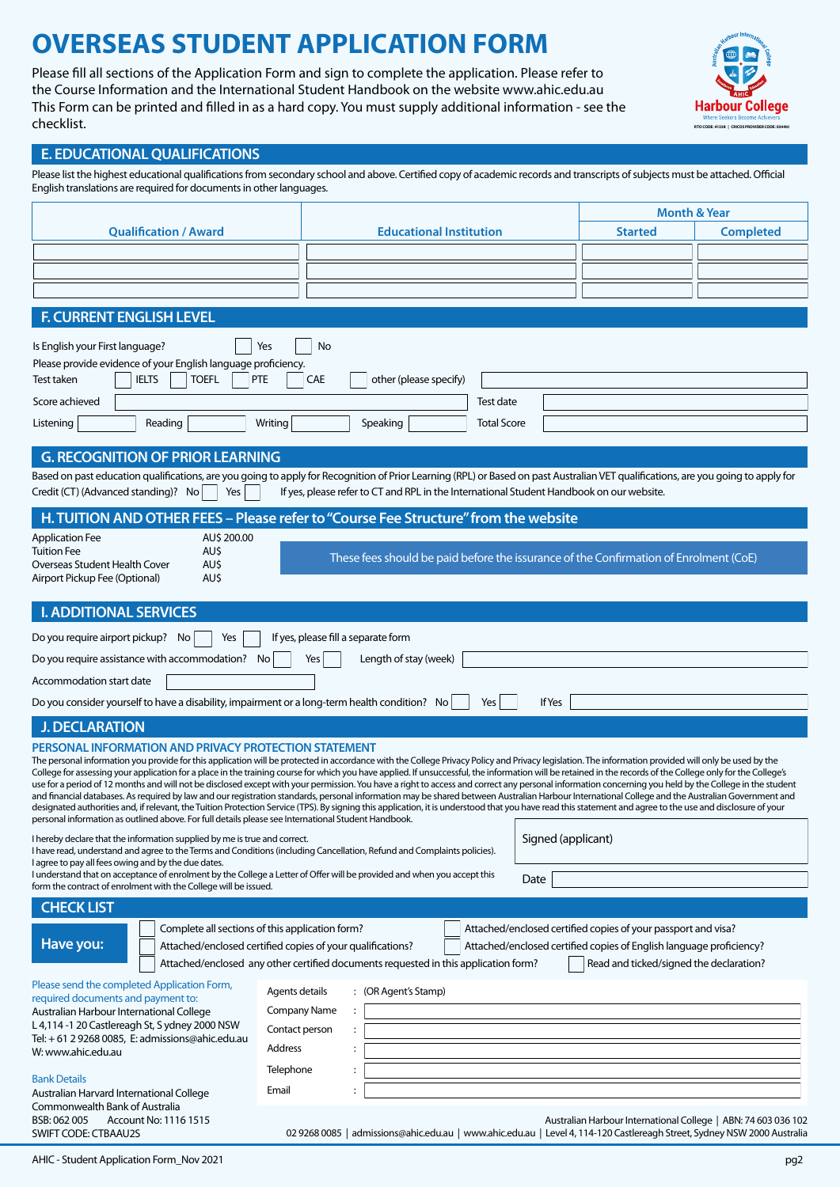# OVERSEAS STUDENT APPLICATION FORM

Please fill all sections of the Application Form and sign to complete the application. Please refer to the Course Information and the International Student Handbook on the website www.ahic.edu.au
This Form can be printed and filled in as a hard copy. You must supply additional information - see the checklist.

Harbour College
Where Seekers Become Achievers
RTO CODE: 41338 | CRICOS PROVIDER CODE: 03449J

## E. EDUCATIONAL QUALIFICATIONS

Please list the highest educational qualifications from secondary school and above. Certified copy of academic records and transcripts of subjects must be attached. Official English translations are required for documents in other languages.

| Qualification / Award | Educational Institution | Month & Year | |
|---|---|---|---|
| | | Started | Completed |
| | | | |
| | | | |
| | | | |

## F. CURRENT ENGLISH LEVEL

Is English your First language? ☐ Yes ☐ No

Please provide evidence of your English language proficiency.

Test taken ☐ IELTS ☐ TOEFL ☐ PTE ☐ CAE ☐ other (please specify) ________

Score achieved ________ Test date ________

Listening ________ Reading ________ Writing ________ Speaking ________ Total Score ________

## G. RECOGNITION OF PRIOR LEARNING

Based on past education qualifications, are you going to apply for Recognition of Prior Learning (RPL) or Based on past Australian VET qualifications, are you going to apply for Credit (CT) (Advanced standing)? No ☐ Yes ☐ If yes, please refer to CT and RPL in the International Student Handbook on our website.

## H. TUITION AND OTHER FEES – Please refer to "Course Fee Structure" from the website

| | |
|---|---|
| Application Fee | AU$ 200.00 |
| Tuition Fee | AU$ |
| Overseas Student Health Cover | AU$ |
| Airport Pickup Fee (Optional) | AU$ |

These fees should be paid before the issurance of the Confirmation of Enrolment (CoE)

## I. ADDITIONAL SERVICES

Do you require airport pickup? No ☐ Yes ☐ If yes, please fill a separate form

Do you require assistance with accommodation? No ☐ Yes ☐ Length of stay (week) ________

Accommodation start date ________

Do you consider yourself to have a disability, impairment or a long-term health condition? No ☐ Yes ☐ If Yes ________

## J. DECLARATION

### PERSONAL INFORMATION AND PRIVACY PROTECTION STATEMENT

The personal information you provide for this application will be protected in accordance with the College Privacy Policy and Privacy legislation. The information provided will only be used by the College for assessing your application for a place in the training course for which you have applied. If unsuccessful, the information will be retained in the records of the College only for the College's use for a period of 12 months and will not be disclosed except with your permission. You have a right to access and correct any personal information concerning you held by the College in the student and financial databases. As required by law and our registration standards, personal information may be shared between Australian Harbour International College and the Australian Government and designated authorities and, if relevant, the Tuition Protection Service (TPS). By signing this application, it is understood that you have read this statement and agree to the use and disclosure of your personal information as outlined above. For full details please see International Student Handbook.

I hereby declare that the information supplied by me is true and correct.
I have read, understand and agree to the Terms and Conditions (including Cancellation, Refund and Complaints policies).
I agree to pay all fees owing and by the due dates.
I understand that on acceptance of enrolment by the College a Letter of Offer will be provided and when you accept this form the contract of enrolment with the College will be issued.

Signed (applicant) ________

Date ________

## CHECK LIST

**Have you:**

- ☐ Complete all sections of this application form?
- ☐ Attached/enclosed certified copies of your qualifications?
- ☐ Attached/enclosed any other certified documents requested in this application form?
- ☐ Attached/enclosed certified copies of your passport and visa?
- ☐ Attached/enclosed certified copies of English language proficiency?
- ☐ Read and ticked/signed the declaration?

Please send the completed Application Form, required documents and payment to:
Australian Harbour International College
L 4,114 -1 20 Castlereagh St, S ydney 2000 NSW
Tel: + 61 2 9268 0085, E: admissions@ahic.edu.au
W: www.ahic.edu.au

Bank Details
Australian Harvard International College
Commonwealth Bank of Australia
BSB: 062 005 Account No: 1116 1515
SWIFT CODE: CTBAAU2S

Agents details : (OR Agent's Stamp)

Company Name : ________

Contact person : ________

Address : ________

Telephone : ________

Email : ________

Australian Harbour International College | ABN: 74 603 036 102
02 9268 0085 | admissions@ahic.edu.au | www.ahic.edu.au | Level 4, 114-120 Castlereagh Street, Sydney NSW 2000 Australia

AHIC - Student Application Form_Nov 2021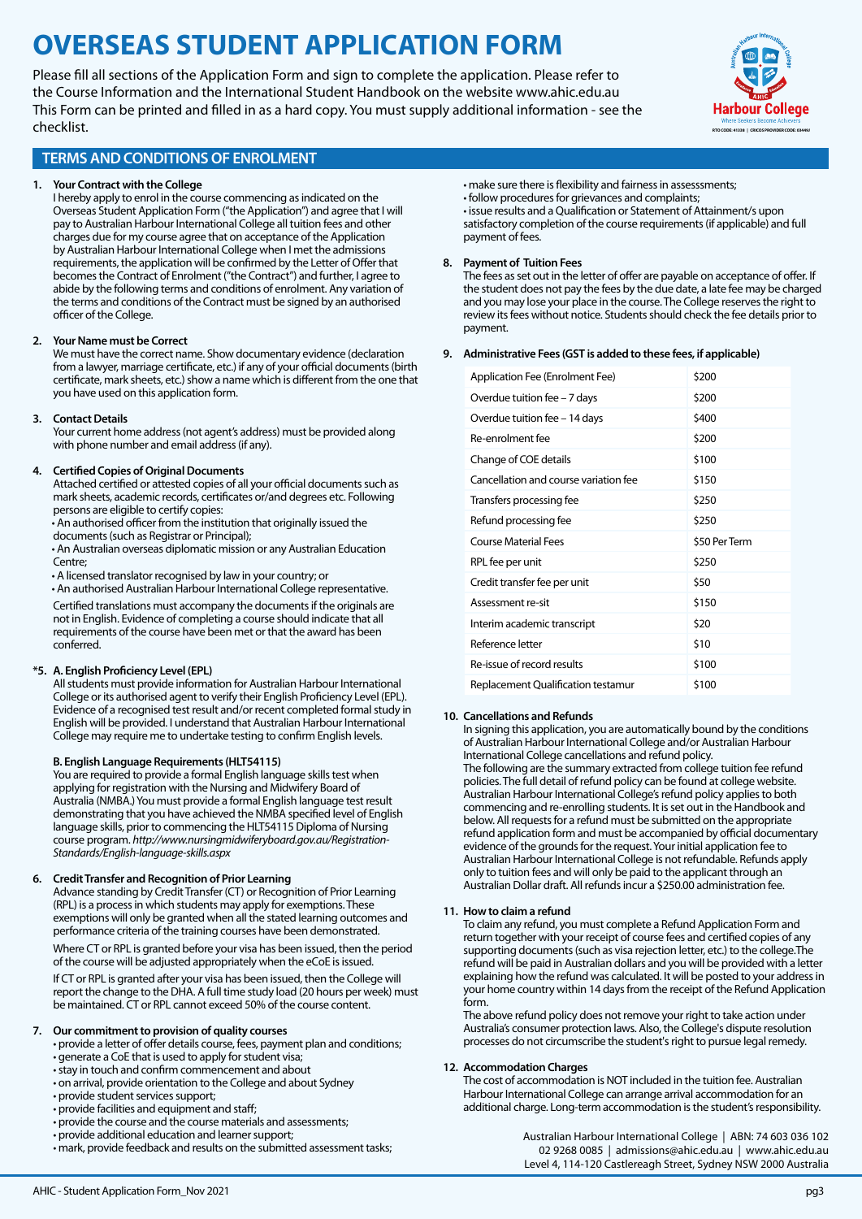# OVERSEAS STUDENT APPLICATION FORM

Please fill all sections of the Application Form and sign to complete the application. Please refer to the Course Information and the International Student Handbook on the website www.ahic.edu.au This Form can be printed and filled in as a hard copy. You must supply additional information - see the checklist.

## TERMS AND CONDITIONS OF ENROLMENT

**1. Your Contract with the College**

I hereby apply to enrol in the course commencing as indicated on the Overseas Student Application Form ("the Application") and agree that I will pay to Australian Harbour International College all tuition fees and other charges due for my course agree that on acceptance of the Application by Australian Harbour International College when I met the admissions requirements, the application will be confirmed by the Letter of Offer that becomes the Contract of Enrolment ("the Contract") and further, I agree to abide by the following terms and conditions of enrolment. Any variation of the terms and conditions of the Contract must be signed by an authorised officer of the College.

**2. Your Name must be Correct**

We must have the correct name. Show documentary evidence (declaration from a lawyer, marriage certificate, etc.) if any of your official documents (birth certificate, mark sheets, etc.) show a name which is different from the one that you have used on this application form.

**3. Contact Details**

Your current home address (not agent's address) must be provided along with phone number and email address (if any).

**4. Certified Copies of Original Documents**

Attached certified or attested copies of all your official documents such as mark sheets, academic records, certificates or/and degrees etc. Following persons are eligible to certify copies:

- An authorised officer from the institution that originally issued the documents (such as Registrar or Principal);
- An Australian overseas diplomatic mission or any Australian Education Centre;
- A licensed translator recognised by law in your country; or
- An authorised Australian Harbour International College representative.

Certified translations must accompany the documents if the originals are not in English. Evidence of completing a course should indicate that all requirements of the course have been met or that the award has been conferred.

**\*5. A. English Proficiency Level (EPL)**

All students must provide information for Australian Harbour International College or its authorised agent to verify their English Proficiency Level (EPL). Evidence of a recognised test result and/or recent completed formal study in English will be provided. I understand that Australian Harbour International College may require me to undertake testing to confirm English levels.

**B. English Language Requirements (HLT54115)**

You are required to provide a formal English language skills test when applying for registration with the Nursing and Midwifery Board of Australia (NMBA.) You must provide a formal English language test result demonstrating that you have achieved the NMBA specified level of English language skills, prior to commencing the HLT54115 Diploma of Nursing course program. *http://www.nursingmidwiferyboard.gov.au/Registration-Standards/English-language-skills.aspx*

**6. Credit Transfer and Recognition of Prior Learning**

Advance standing by Credit Transfer (CT) or Recognition of Prior Learning (RPL) is a process in which students may apply for exemptions. These exemptions will only be granted when all the stated learning outcomes and performance criteria of the training courses have been demonstrated.

Where CT or RPL is granted before your visa has been issued, then the period of the course will be adjusted appropriately when the eCoE is issued.

If CT or RPL is granted after your visa has been issued, then the College will report the change to the DHA. A full time study load (20 hours per week) must be maintained. CT or RPL cannot exceed 50% of the course content.

**7. Our commitment to provision of quality courses**

- provide a letter of offer details course, fees, payment plan and conditions;
- generate a CoE that is used to apply for student visa;
- stay in touch and confirm commencement and about
- on arrival, provide orientation to the College and about Sydney
- provide student services support;
- provide facilities and equipment and staff;
- provide the course and the course materials and assessments;
- provide additional education and learner support;
- mark, provide feedback and results on the submitted assessment tasks;
- make sure there is flexibility and fairness in assesssments;
- follow procedures for grievances and complaints;
- issue results and a Qualification or Statement of Attainment/s upon satisfactory completion of the course requirements (if applicable) and full payment of fees.

**8. Payment of Tuition Fees**

The fees as set out in the letter of offer are payable on acceptance of offer. If the student does not pay the fees by the due date, a late fee may be charged and you may lose your place in the course. The College reserves the right to review its fees without notice. Students should check the fee details prior to payment.

**9. Administrative Fees (GST is added to these fees, if applicable)**

| Fee | Amount |
|---|---|
| Application Fee (Enrolment Fee) | $200 |
| Overdue tuition fee – 7 days | $200 |
| Overdue tuition fee – 14 days | $400 |
| Re-enrolment fee | $200 |
| Change of COE details | $100 |
| Cancellation and course variation fee | $150 |
| Transfers processing fee | $250 |
| Refund processing fee | $250 |
| Course Material Fees | $50 Per Term |
| RPL fee per unit | $250 |
| Credit transfer fee per unit | $50 |
| Assessment re-sit | $150 |
| Interim academic transcript | $20 |
| Reference letter | $10 |
| Re-issue of record results | $100 |
| Replacement Qualification testamur | $100 |

**10. Cancellations and Refunds**

In signing this application, you are automatically bound by the conditions of Australian Harbour International College and/or Australian Harbour International College cancellations and refund policy.

The following are the summary extracted from college tuition fee refund policies. The full detail of refund policy can be found at college website. Australian Harbour International College's refund policy applies to both commencing and re-enrolling students. It is set out in the Handbook and below. All requests for a refund must be submitted on the appropriate refund application form and must be accompanied by official documentary evidence of the grounds for the request. Your initial application fee to Australian Harbour International College is not refundable. Refunds apply only to tuition fees and will only be paid to the applicant through an Australian Dollar draft. All refunds incur a $250.00 administration fee.

**11. How to claim a refund**

To claim any refund, you must complete a Refund Application Form and return together with your receipt of course fees and certified copies of any supporting documents (such as visa rejection letter, etc.) to the college.The refund will be paid in Australian dollars and you will be provided with a letter explaining how the refund was calculated. It will be posted to your address in your home country within 14 days from the receipt of the Refund Application form.

The above refund policy does not remove your right to take action under Australia's consumer protection laws. Also, the College's dispute resolution processes do not circumscribe the student's right to pursue legal remedy.

**12. Accommodation Charges**

The cost of accommodation is NOT included in the tuition fee. Australian Harbour International College can arrange arrival accommodation for an additional charge. Long-term accommodation is the student's responsibility.

Australian Harbour International College | ABN: 74 603 036 102
02 9268 0085 | admissions@ahic.edu.au | www.ahic.edu.au
Level 4, 114-120 Castlereagh Street, Sydney NSW 2000 Australia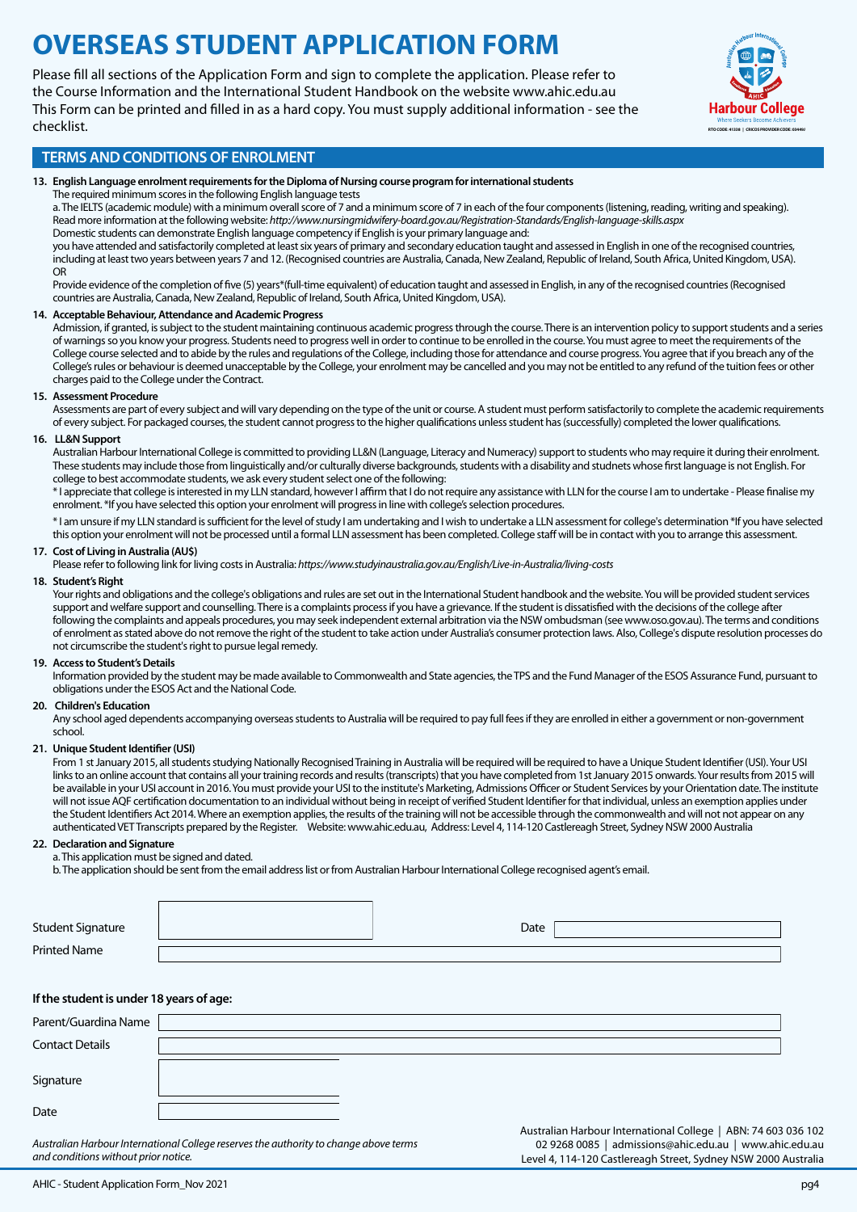# OVERSEAS STUDENT APPLICATION FORM

Please fill all sections of the Application Form and sign to complete the application. Please refer to the Course Information and the International Student Handbook on the website www.ahic.edu.au This Form can be printed and filled in as a hard copy. You must supply additional information - see the checklist.

## TERMS AND CONDITIONS OF ENROLMENT

**13. English Language enrolment requirements for the Diploma of Nursing course program for international students**

The required minimum scores in the following English language tests

a. The IELTS (academic module) with a minimum overall score of 7 and a minimum score of 7 in each of the four components (listening, reading, writing and speaking). Read more information at the following website: *http://www.nursingmidwifery-board.gov.au/Registration-Standards/English-language-skills.aspx*

Domestic students can demonstrate English language competency if English is your primary language and:

you have attended and satisfactorily completed at least six years of primary and secondary education taught and assessed in English in one of the recognised countries, including at least two years between years 7 and 12. (Recognised countries are Australia, Canada, New Zealand, Republic of Ireland, South Africa, United Kingdom, USA).

OR

Provide evidence of the completion of five (5) years*(full-time equivalent) of education taught and assessed in English, in any of the recognised countries (Recognised countries are Australia, Canada, New Zealand, Republic of Ireland, South Africa, United Kingdom, USA).

**14. Acceptable Behaviour, Attendance and Academic Progress**

Admission, if granted, is subject to the student maintaining continuous academic progress through the course. There is an intervention policy to support students and a series of warnings so you know your progress. Students need to progress well in order to continue to be enrolled in the course. You must agree to meet the requirements of the College course selected and to abide by the rules and regulations of the College, including those for attendance and course progress. You agree that if you breach any of the College's rules or behaviour is deemed unacceptable by the College, your enrolment may be cancelled and you may not be entitled to any refund of the tuition fees or other charges paid to the College under the Contract.

**15. Assessment Procedure**

Assessments are part of every subject and will vary depending on the type of the unit or course. A student must perform satisfactorily to complete the academic requirements of every subject. For packaged courses, the student cannot progress to the higher qualifications unless student has (successfully) completed the lower qualifications.

**16. LL&N Support**

Australian Harbour International College is committed to providing LL&N (Language, Literacy and Numeracy) support to students who may require it during their enrolment. These students may include those from linguistically and/or culturally diverse backgrounds, students with a disability and studnets whose first language is not English. For college to best accommodate students, we ask every student select one of the following:

\* I appreciate that college is interested in my LLN standard, however I affirm that I do not require any assistance with LLN for the course I am to undertake - Please finalise my enrolment. *If you have selected this option your enrolment will progress in line with college's selection procedures.

\* I am unsure if my LLN standard is sufficient for the level of study I am undertaking and I wish to undertake a LLN assessment for college's determination *If you have selected this option your enrolment will not be processed until a formal LLN assessment has been completed. College staff will be in contact with you to arrange this assessment.

**17. Cost of Living in Australia (AU$)**

Please refer to following link for living costs in Australia: *https://www.studyinaustralia.gov.au/English/Live-in-Australia/living-costs*

**18. Student's Right**

Your rights and obligations and the college's obligations and rules are set out in the International Student handbook and the website. You will be provided student services support and welfare support and counselling. There is a complaints process if you have a grievance. If the student is dissatisfied with the decisions of the college after following the complaints and appeals procedures, you may seek independent external arbitration via the NSW ombudsman (see www.oso.gov.au). The terms and conditions of enrolment as stated above do not remove the right of the student to take action under Australia's consumer protection laws. Also, College's dispute resolution processes do not circumscribe the student's right to pursue legal remedy.

**19. Access to Student's Details**

Information provided by the student may be made available to Commonwealth and State agencies, the TPS and the Fund Manager of the ESOS Assurance Fund, pursuant to obligations under the ESOS Act and the National Code.

**20. Children's Education**

Any school aged dependents accompanying overseas students to Australia will be required to pay full fees if they are enrolled in either a government or non-government school.

**21. Unique Student Identifier (USI)**

From 1 st January 2015, all students studying Nationally Recognised Training in Australia will be required will be required to have a Unique Student Identifier (USI). Your USI links to an online account that contains all your training records and results (transcripts) that you have completed from 1st January 2015 onwards. Your results from 2015 will be available in your USI account in 2016. You must provide your USI to the institute's Marketing, Admissions Officer or Student Services by your Orientation date. The institute will not issue AQF certification documentation to an individual without being in receipt of verified Student Identifier for that individual, unless an exemption applies under the Student Identifiers Act 2014. Where an exemption applies, the results of the training will not be accessible through the commonwealth and will not not appear on any authenticated VET Transcripts prepared by the Register. Website: www.ahic.edu.au, Address: Level 4, 114-120 Castlereagh Street, Sydney NSW 2000 Australia

**22. Declaration and Signature**

a. This application must be signed and dated.

b. The application should be sent from the email address list or from Australian Harbour International College recognised agent's email.

Student Signature ________________ Date ________________

Printed Name ________________

**If the student is under 18 years of age:**

Parent/Guardina Name ________________

Contact Details ________________

Signature ________________

Date ________________

*Australian Harbour International College reserves the authority to change above terms and conditions without prior notice.*

Australian Harbour International College | ABN: 74 603 036 102
02 9268 0085 | admissions@ahic.edu.au | www.ahic.edu.au
Level 4, 114-120 Castlereagh Street, Sydney NSW 2000 Australia